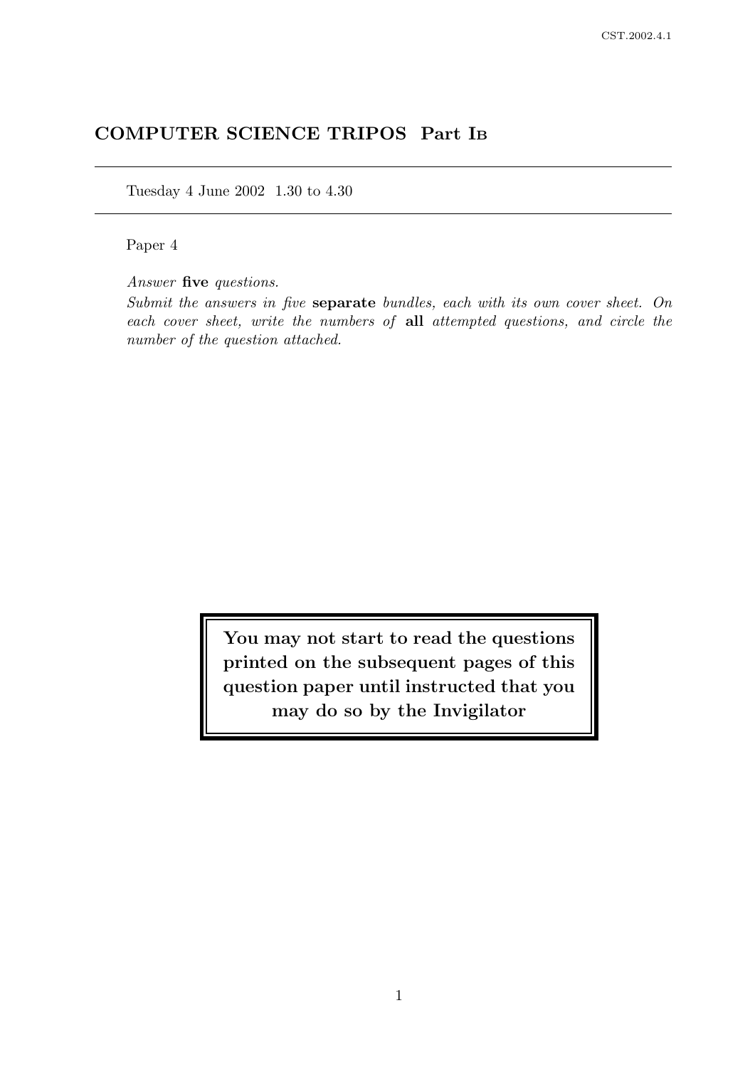# COMPUTER SCIENCE TRIPOS Part IB

Tuesday 4 June 2002 1.30 to 4.30

Paper 4

*Answer* **five** *questions.*

*Submit the answers in five* **separate** *bundles, each with its own cover sheet. On each cover sheet, write the numbers of* **all** *attempted questions, and circle the number of the question attached.*

**You may not start to read the questions printed on the subsequent pages of this question paper until instructed that you may do so by the Invigilator**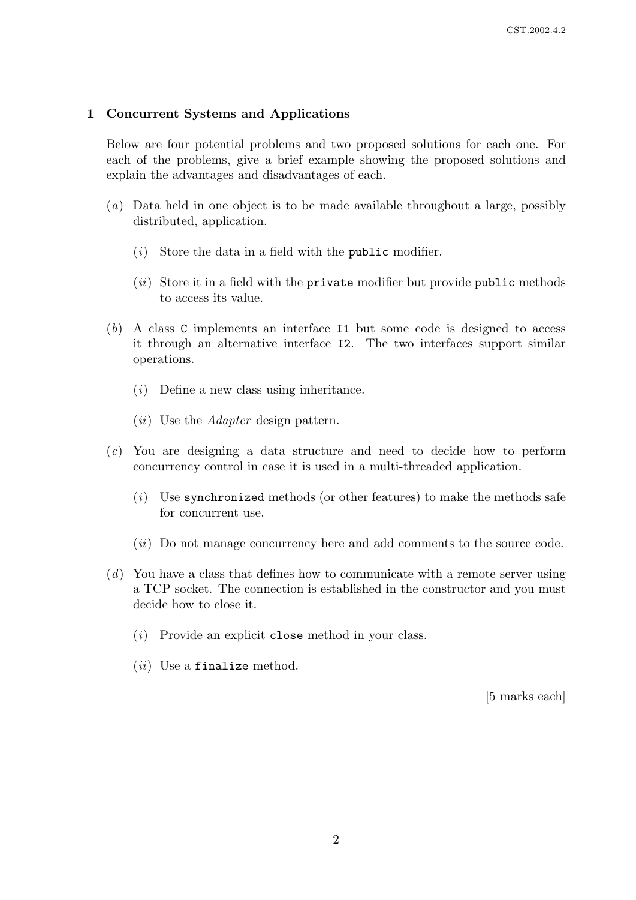## 1 Concurrent Systems and Applications

Below are four potential problems and two proposed solutions for each one. For each of the problems, give a brief example showing the proposed solutions and explain the advantages and disadvantages of each.

(*a*) Data held in one object is to be made available throughout a large, possibly distributed, application.

- (*i*) Store the data in a field with the `public` modifier.
- (*ii*) Store it in a field with the `private` modifier but provide `public` methods to access its value.

(*b*) A class `C` implements an interface `I1` but some code is designed to access it through an alternative interface `I2`. The two interfaces support similar operations.

- (*i*) Define a new class using inheritance.
- (*ii*) Use the *Adapter* design pattern.

(*c*) You are designing a data structure and need to decide how to perform concurrency control in case it is used in a multi-threaded application.

- (*i*) Use `synchronized` methods (or other features) to make the methods safe for concurrent use.
- (*ii*) Do not manage concurrency here and add comments to the source code.

(*d*) You have a class that defines how to communicate with a remote server using a TCP socket. The connection is established in the constructor and you must decide how to close it.

- (*i*) Provide an explicit `close` method in your class.
- (*ii*) Use a `finalize` method.

[5 marks each]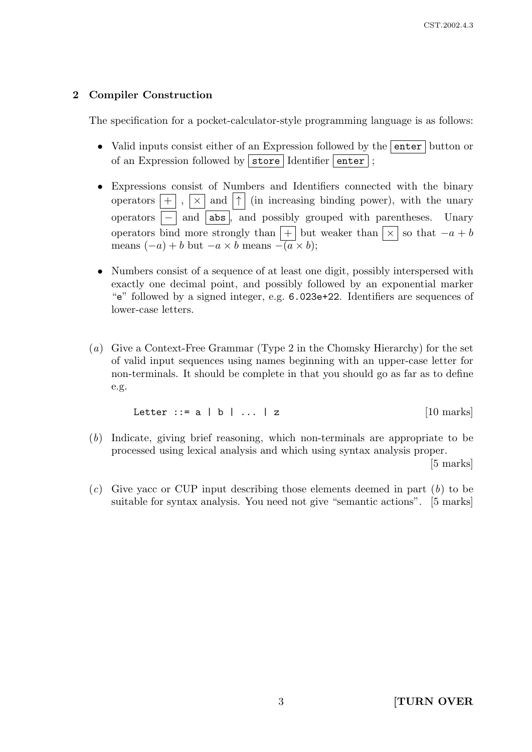## 2 Compiler Construction

The specification for a pocket-calculator-style programming language is as follows:

- Valid inputs consist either of an Expression followed by the `enter` button or of an Expression followed by `store` Identifier `enter` ;
- Expressions consist of Numbers and Identifiers connected with the binary operators $\boxed{+}$ , $\boxed{\times}$ and $\boxed{\uparrow}$ (in increasing binding power), with the unary operators $\boxed{-}$ and `abs`, and possibly grouped with parentheses. Unary operators bind more strongly than $\boxed{+}$ but weaker than $\boxed{\times}$ so that $-a + b$ means $(-a) + b$ but $-a \times b$ means $-(a \times b)$;
- Numbers consist of a sequence of at least one digit, possibly interspersed with exactly one decimal point, and possibly followed by an exponential marker "`e`" followed by a signed integer, e.g. `6.023e+22`. Identifiers are sequences of lower-case letters.

(*a*) Give a Context-Free Grammar (Type 2 in the Chomsky Hierarchy) for the set of valid input sequences using names beginning with an upper-case letter for non-terminals. It should be complete in that you should go as far as to define e.g.

```
Letter ::= a | b | ... | z
```

[10 marks]

(*b*) Indicate, giving brief reasoning, which non-terminals are appropriate to be processed using lexical analysis and which using syntax analysis proper. [5 marks]

(*c*) Give yacc or CUP input describing those elements deemed in part (*b*) to be suitable for syntax analysis. You need not give "semantic actions". [5 marks]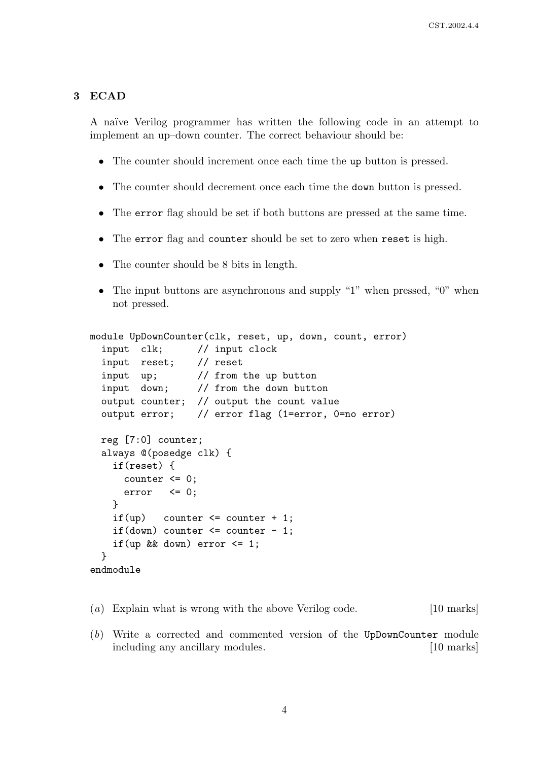## 3 ECAD

A naïve Verilog programmer has written the following code in an attempt to implement an up–down counter. The correct behaviour should be:

- The counter should increment once each time the up button is pressed.
- The counter should decrement once each time the down button is pressed.
- The error flag should be set if both buttons are pressed at the same time.
- The error flag and counter should be set to zero when reset is high.
- The counter should be 8 bits in length.
- The input buttons are asynchronous and supply "1" when pressed, "0" when not pressed.

```
module UpDownCounter(clk, reset, up, down, count, error)
  input  clk;      // input clock
  input  reset;    // reset
  input  up;       // from the up button
  input  down;     // from the down button
  output counter;  // output the count value
  output error;    // error flag (1=error, 0=no error)

  reg [7:0] counter;
  always @(posedge clk) {
    if(reset) {
      counter <= 0;
      error   <= 0;
    }
    if(up)   counter <= counter + 1;
    if(down) counter <= counter - 1;
    if(up && down) error <= 1;
  }
endmodule
```

(*a*) Explain what is wrong with the above Verilog code. [10 marks]

(*b*) Write a corrected and commented version of the UpDownCounter module including any ancillary modules. [10 marks]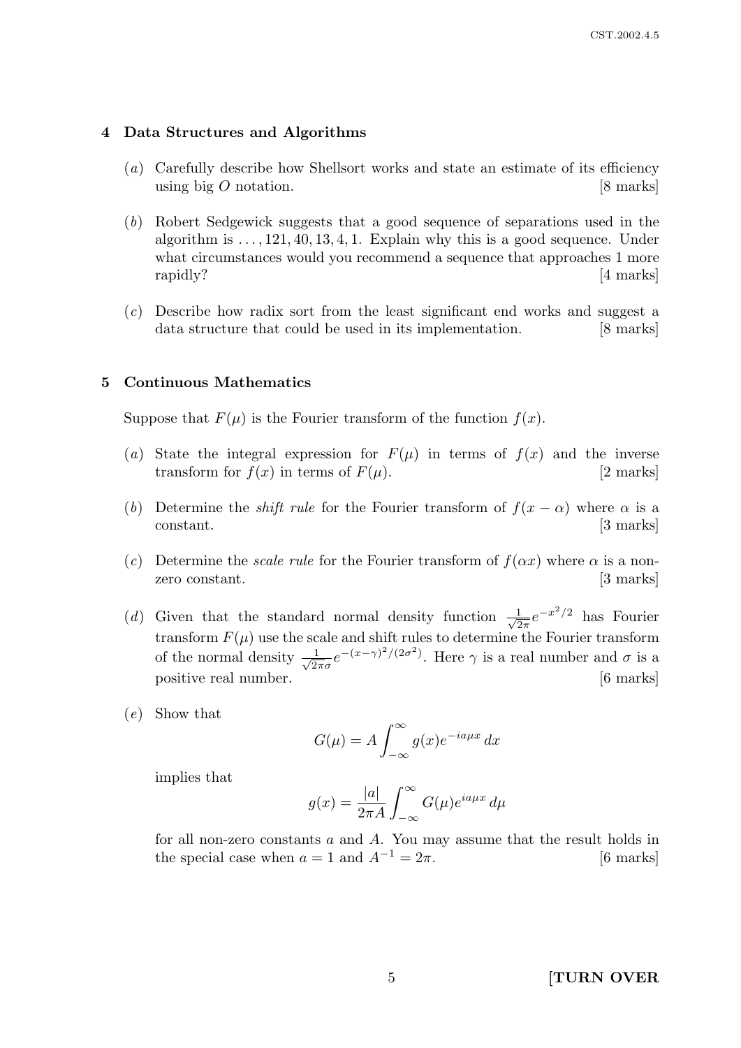## 4 Data Structures and Algorithms

(*a*) Carefully describe how Shellsort works and state an estimate of its efficiency using big $O$ notation. [8 marks]

(*b*) Robert Sedgewick suggests that a good sequence of separations used in the algorithm is $\ldots, 121, 40, 13, 4, 1$. Explain why this is a good sequence. Under what circumstances would you recommend a sequence that approaches 1 more rapidly? [4 marks]

(*c*) Describe how radix sort from the least significant end works and suggest a data structure that could be used in its implementation. [8 marks]

## 5 Continuous Mathematics

Suppose that $F(\mu)$ is the Fourier transform of the function $f(x)$.

(*a*) State the integral expression for $F(\mu)$ in terms of $f(x)$ and the inverse transform for $f(x)$ in terms of $F(\mu)$. [2 marks]

(*b*) Determine the *shift rule* for the Fourier transform of $f(x - \alpha)$ where $\alpha$ is a constant. [3 marks]

(*c*) Determine the *scale rule* for the Fourier transform of $f(\alpha x)$ where $\alpha$ is a non-zero constant. [3 marks]

(*d*) Given that the standard normal density function $\frac{1}{\sqrt{2\pi}} e^{-x^2/2}$ has Fourier transform $F(\mu)$ use the scale and shift rules to determine the Fourier transform of the normal density $\frac{1}{\sqrt{2\pi}\sigma} e^{-(x-\gamma)^2/(2\sigma^2)}$. Here $\gamma$ is a real number and $\sigma$ is a positive real number. [6 marks]

(*e*) Show that

$$G(\mu) = A \int_{-\infty}^{\infty} g(x) e^{-ia\mu x} \, dx$$

implies that

$$g(x) = \frac{|a|}{2\pi A} \int_{-\infty}^{\infty} G(\mu) e^{ia\mu x} \, d\mu$$

for all non-zero constants $a$ and $A$. You may assume that the result holds in the special case when $a = 1$ and $A^{-1} = 2\pi$. [6 marks]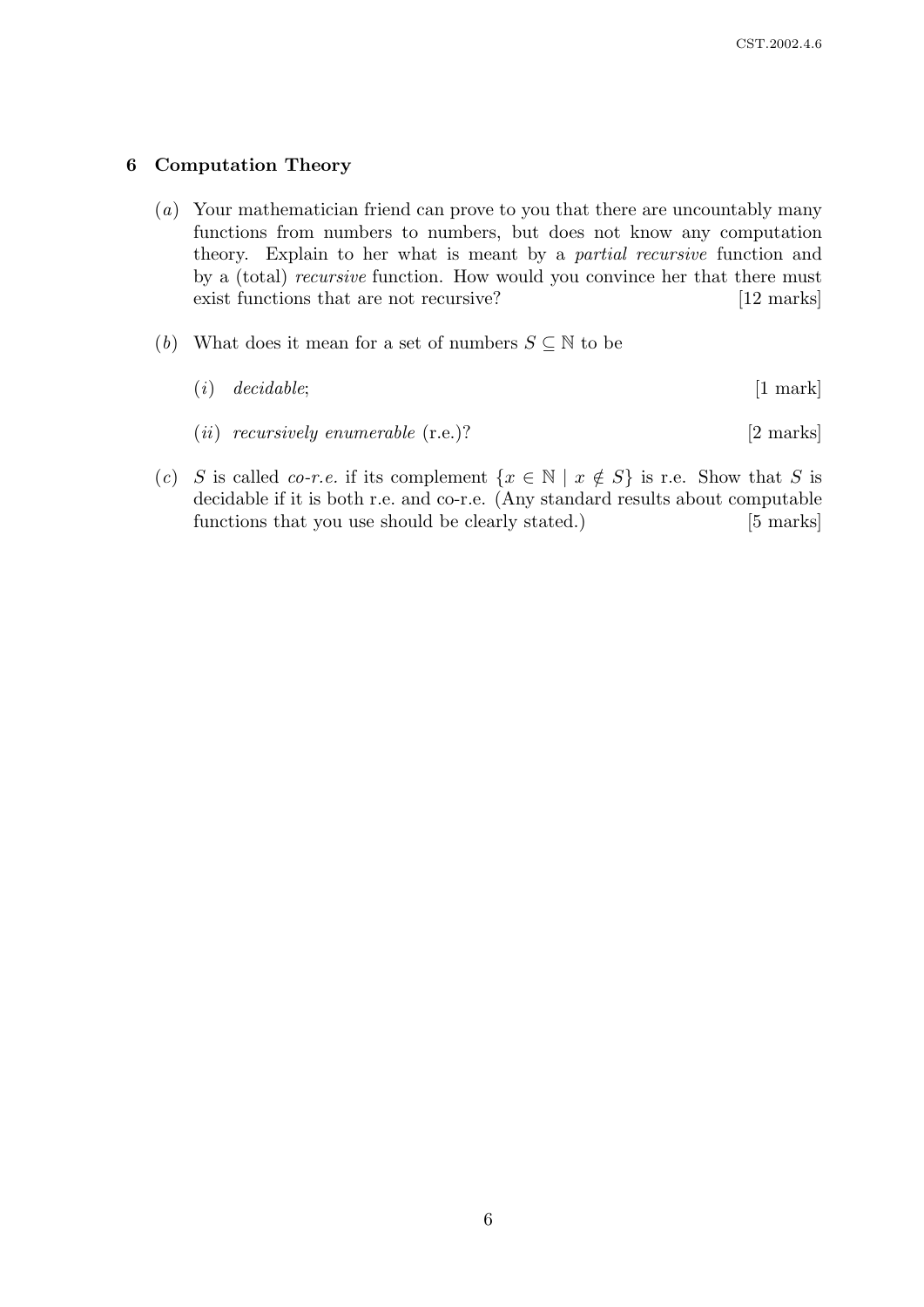## 6 Computation Theory

(*a*) Your mathematician friend can prove to you that there are uncountably many functions from numbers to numbers, but does not know any computation theory. Explain to her what is meant by a *partial recursive* function and by a (total) *recursive* function. How would you convince her that there must exist functions that are not recursive? [12 marks]

(*b*) What does it mean for a set of numbers $S \subseteq \mathbb{N}$ to be

(*i*) *decidable*; [1 mark]

(*ii*) *recursively enumerable* (r.e.)? [2 marks]

(*c*) $S$ is called *co-r.e.* if its complement $\{x \in \mathbb{N} \mid x \notin S\}$ is r.e. Show that $S$ is decidable if it is both r.e. and co-r.e. (Any standard results about computable functions that you use should be clearly stated.) [5 marks]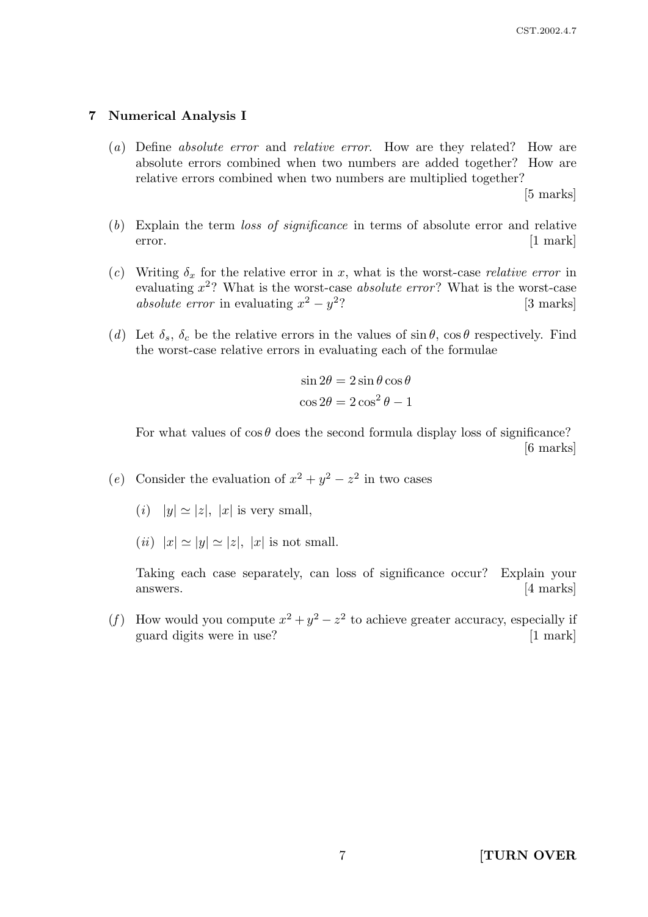## 7 Numerical Analysis I

(*a*) Define *absolute error* and *relative error*. How are they related? How are absolute errors combined when two numbers are added together? How are relative errors combined when two numbers are multiplied together?

[5 marks]

(*b*) Explain the term *loss of significance* in terms of absolute error and relative error. [1 mark]

(*c*) Writing $\delta_x$ for the relative error in $x$, what is the worst-case *relative error* in evaluating $x^2$? What is the worst-case *absolute error*? What is the worst-case *absolute error* in evaluating $x^2 - y^2$? [3 marks]

(*d*) Let $\delta_s$, $\delta_c$ be the relative errors in the values of $\sin\theta$, $\cos\theta$ respectively. Find the worst-case relative errors in evaluating each of the formulae

$$\sin 2\theta = 2\sin\theta\cos\theta$$
$$\cos 2\theta = 2\cos^2\theta - 1$$

For what values of $\cos\theta$ does the second formula display loss of significance?

[6 marks]

(*e*) Consider the evaluation of $x^2 + y^2 - z^2$ in two cases

(*i*) $|y| \simeq |z|$, $|x|$ is very small,

(*ii*) $|x| \simeq |y| \simeq |z|$, $|x|$ is not small.

Taking each case separately, can loss of significance occur? Explain your answers. [4 marks]

(*f*) How would you compute $x^2 + y^2 - z^2$ to achieve greater accuracy, especially if guard digits were in use? [1 mark]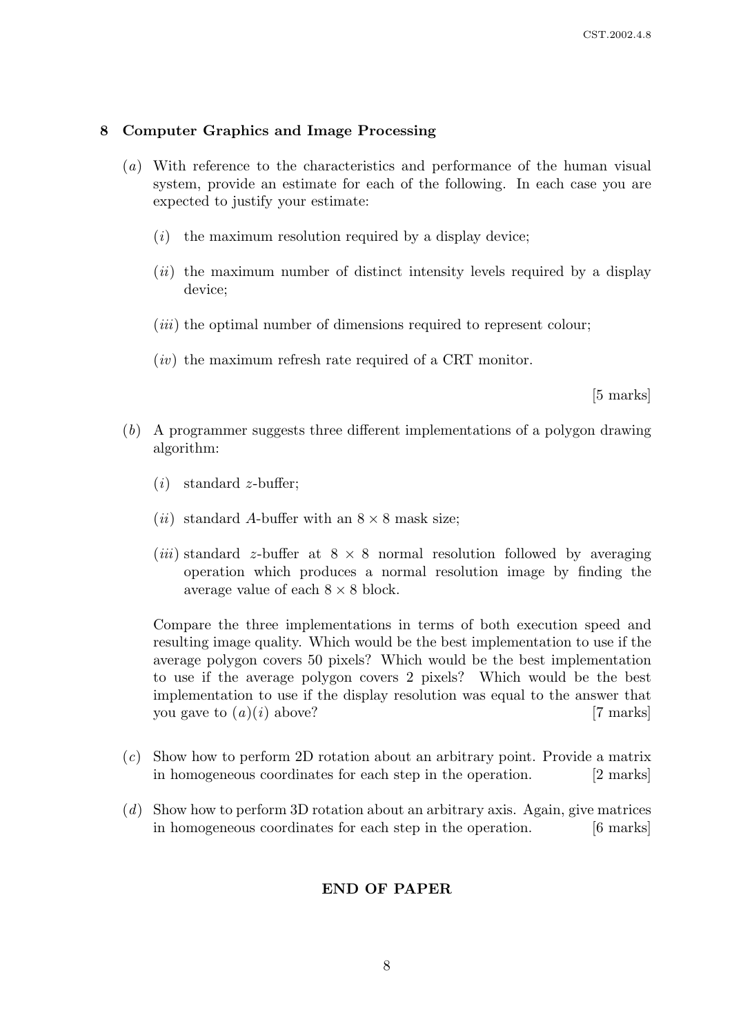## 8 Computer Graphics and Image Processing

(*a*) With reference to the characteristics and performance of the human visual system, provide an estimate for each of the following. In each case you are expected to justify your estimate:

(*i*) the maximum resolution required by a display device;

(*ii*) the maximum number of distinct intensity levels required by a display device;

(*iii*) the optimal number of dimensions required to represent colour;

(*iv*) the maximum refresh rate required of a CRT monitor.

[5 marks]

(*b*) A programmer suggests three different implementations of a polygon drawing algorithm:

(*i*) standard $z$-buffer;

(*ii*) standard $A$-buffer with an $8 \times 8$ mask size;

(*iii*) standard $z$-buffer at $8 \times 8$ normal resolution followed by averaging operation which produces a normal resolution image by finding the average value of each $8 \times 8$ block.

Compare the three implementations in terms of both execution speed and resulting image quality. Which would be the best implementation to use if the average polygon covers 50 pixels? Which would be the best implementation to use if the average polygon covers 2 pixels? Which would be the best implementation to use if the display resolution was equal to the answer that you gave to (*a*)(*i*) above? [7 marks]

(*c*) Show how to perform 2D rotation about an arbitrary point. Provide a matrix in homogeneous coordinates for each step in the operation. [2 marks]

(*d*) Show how to perform 3D rotation about an arbitrary axis. Again, give matrices in homogeneous coordinates for each step in the operation. [6 marks]

**END OF PAPER**